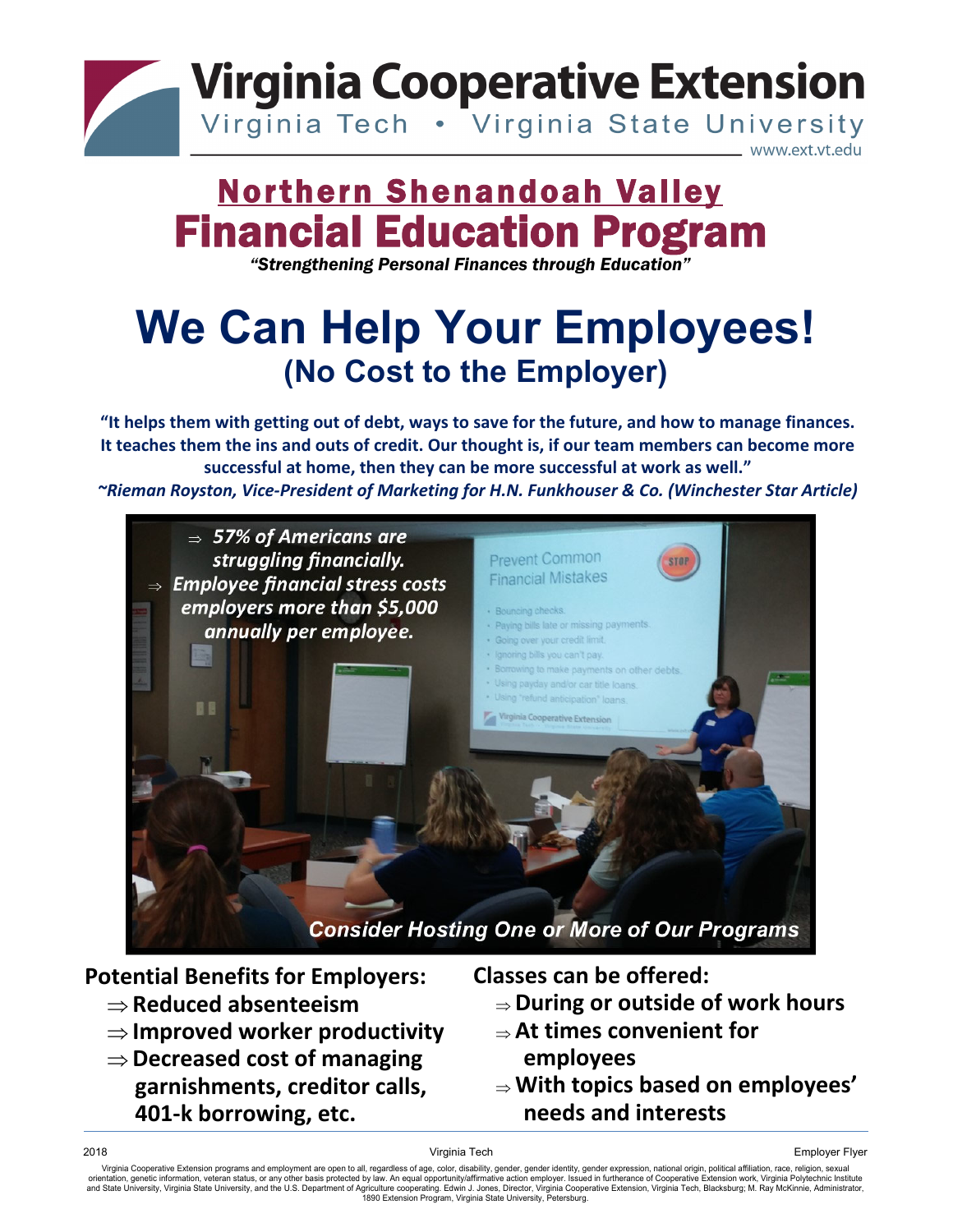# Virginia Cooperative Extension

Virginia Tech • Virginia State University

www.ext.vt.edu

## Northern Shenandoah Valley

# Financial Education Program

*"Strengthening Personal Finances through Education"*

# We Can Help Your Employees!

## (No Cost to the Employer)

**"It helps them with getting out of debt, ways to save for the future, and how to manage finances. It teaches them the ins and outs of credit. Our thought is, if our team members can become more successful at home, then they can be more successful at work as well."**

***~Rieman Royston, Vice-President of Marketing for H.N. Funkhouser & Co. (Winchester Star Article)***

- ***57% of Americans are struggling financially.***
- ***Employee financial stress costs employers more than $5,000 annually per employee.***

***Consider Hosting One or More of Our Programs***

**Potential Benefits for Employers:**

- **Reduced absenteeism**
- **Improved worker productivity**
- **Decreased cost of managing garnishments, creditor calls, 401-k borrowing, etc.**

**Classes can be offered:**

- **During or outside of work hours**
- **At times convenient for employees**
- **With topics based on employees' needs and interests**

2018 | Virginia Tech | Employer Flyer

Virginia Cooperative Extension programs and employment are open to all, regardless of age, color, disability, gender, gender identity, gender expression, national origin, political affiliation, race, religion, sexual orientation, genetic information, veteran status, or any other basis protected by law. An equal opportunity/affirmative action employer. Issued in furtherance of Cooperative Extension work, Virginia Polytechnic Institute and State University, Virginia State University, and the U.S. Department of Agriculture cooperating. Edwin J. Jones, Director, Virginia Cooperative Extension, Virginia Tech, Blacksburg; M. Ray McKinnie, Administrator, 1890 Extension Program, Virginia State University, Petersburg.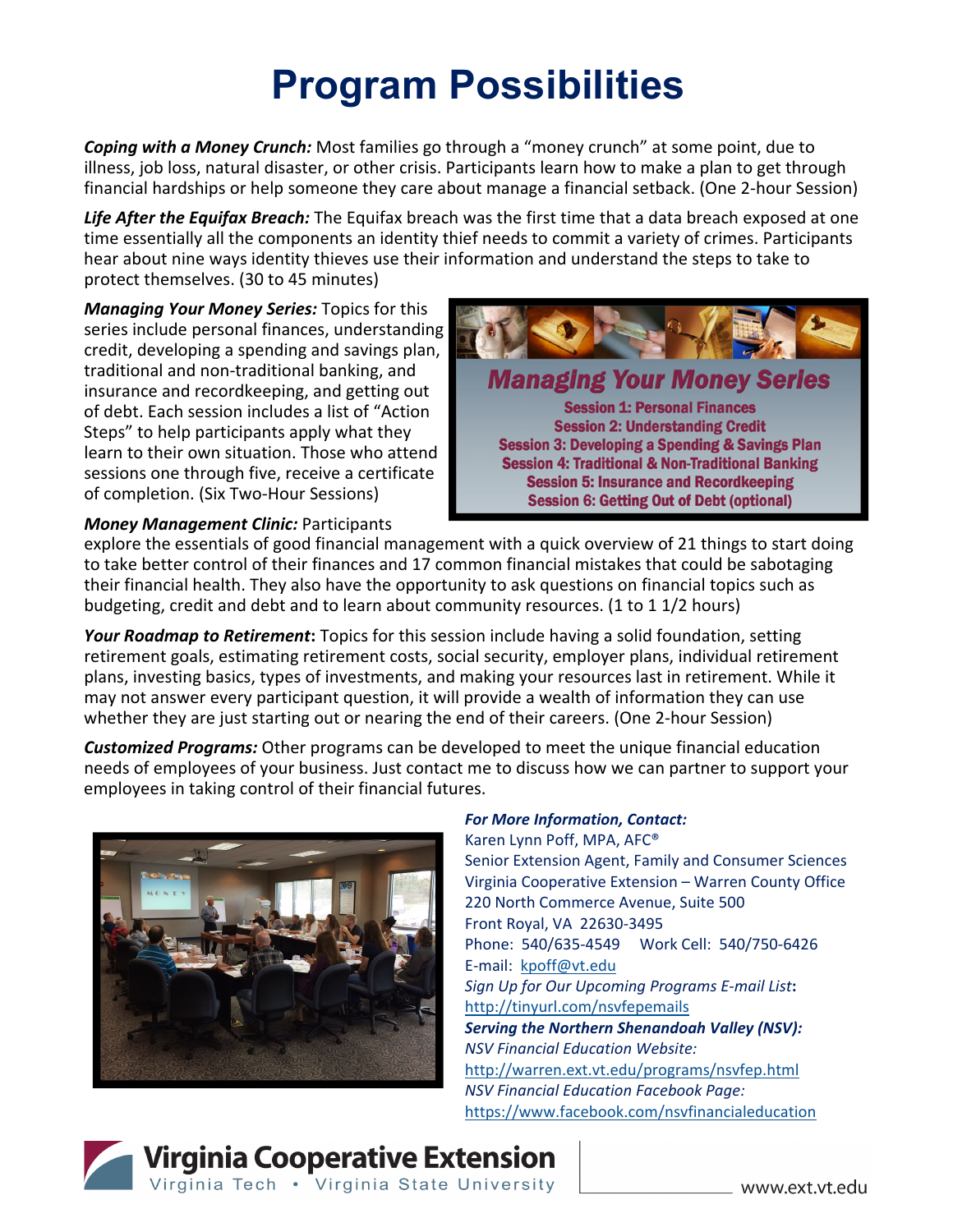# Program Possibilities

***Coping with a Money Crunch:*** Most families go through a "money crunch" at some point, due to illness, job loss, natural disaster, or other crisis. Participants learn how to make a plan to get through financial hardships or help someone they care about manage a financial setback. (One 2-hour Session)

***Life After the Equifax Breach:*** The Equifax breach was the first time that a data breach exposed at one time essentially all the components an identity thief needs to commit a variety of crimes. Participants hear about nine ways identity thieves use their information and understand the steps to take to protect themselves. (30 to 45 minutes)

***Managing Your Money Series:*** Topics for this series include personal finances, understanding credit, developing a spending and savings plan, traditional and non-traditional banking, and insurance and recordkeeping, and getting out of debt. Each session includes a list of "Action Steps" to help participants apply what they learn to their own situation. Those who attend sessions one through five, receive a certificate of completion. (Six Two-Hour Sessions)

**Managing Your Money Series**

- Session 1: Personal Finances
- Session 2: Understanding Credit
- Session 3: Developing a Spending & Savings Plan
- Session 4: Traditional & Non-Traditional Banking
- Session 5: Insurance and Recordkeeping
- Session 6: Getting Out of Debt (optional)

***Money Management Clinic:*** Participants explore the essentials of good financial management with a quick overview of 21 things to start doing to take better control of their finances and 17 common financial mistakes that could be sabotaging their financial health. They also have the opportunity to ask questions on financial topics such as budgeting, credit and debt and to learn about community resources. (1 to 1 1/2 hours)

***Your Roadmap to Retirement*:** Topics for this session include having a solid foundation, setting retirement goals, estimating retirement costs, social security, employer plans, individual retirement plans, investing basics, types of investments, and making your resources last in retirement. While it may not answer every participant question, it will provide a wealth of information they can use whether they are just starting out or nearing the end of their careers. (One 2-hour Session)

***Customized Programs:*** Other programs can be developed to meet the unique financial education needs of employees of your business. Just contact me to discuss how we can partner to support your employees in taking control of their financial futures.

***For More Information, Contact:***
Karen Lynn Poff, MPA, AFC®
Senior Extension Agent, Family and Consumer Sciences
Virginia Cooperative Extension – Warren County Office
220 North Commerce Avenue, Suite 500
Front Royal, VA 22630-3495
Phone: 540/635-4549 Work Cell: 540/750-6426
E-mail: kpoff@vt.edu
*Sign Up for Our Upcoming Programs E-mail List*:
http://tinyurl.com/nsvfepemails
***Serving the Northern Shenandoah Valley (NSV):***
*NSV Financial Education Website:*
http://warren.ext.vt.edu/programs/nsvfep.html
*NSV Financial Education Facebook Page:*
https://www.facebook.com/nsvfinancialeducation

**Virginia Cooperative Extension**
Virginia Tech • Virginia State University

www.ext.vt.edu